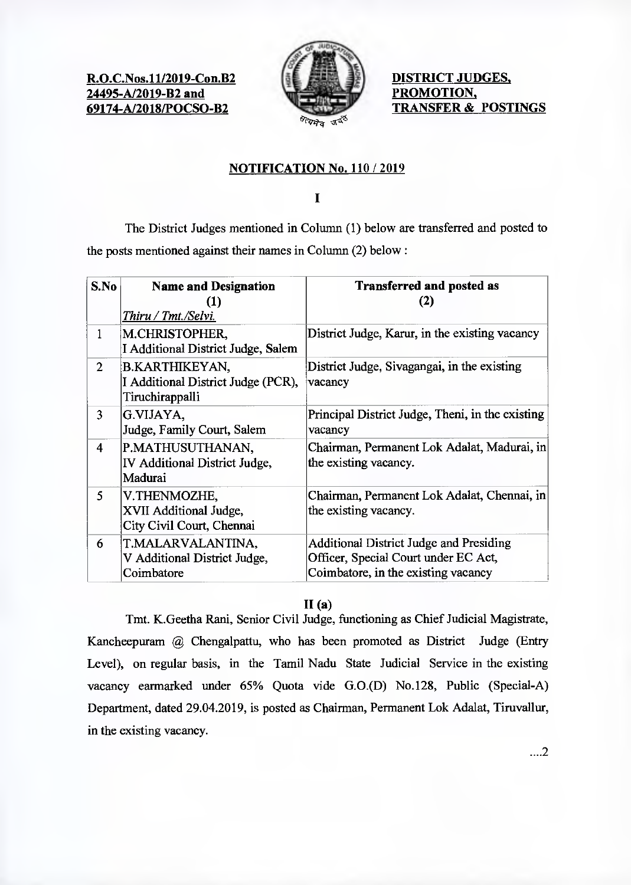**R.O.C.Nos.11/2019-Con.B2**
**24495-A/2019-B2 and**
**69174-A/2018/POCSO-B2**

**DISTRICT JUDGES, PROMOTION, TRANSFER & POSTINGS**

## NOTIFICATION No. 110 / 2019

**I**

The District Judges mentioned in Column (1) below are transferred and posted to the posts mentioned against their names in Column (2) below :

| S.No | Name and Designation (1) *Thiru / Tmt./Selvi.* | Transferred and posted as (2) |
|---|---|---|
| 1 | M.CHRISTOPHER, I Additional District Judge, Salem | District Judge, Karur, in the existing vacancy |
| 2 | B.KARTHIKEYAN, I Additional District Judge (PCR), Tiruchirappalli | District Judge, Sivagangai, in the existing vacancy |
| 3 | G.VIJAYA, Judge, Family Court, Salem | Principal District Judge, Theni, in the existing vacancy |
| 4 | P.MATHUSUTHANAN, IV Additional District Judge, Madurai | Chairman, Permanent Lok Adalat, Madurai, in the existing vacancy. |
| 5 | V.THENMOZHE, XVII Additional Judge, City Civil Court, Chennai | Chairman, Permanent Lok Adalat, Chennai, in the existing vacancy. |
| 6 | T.MALARVALANTINA, V Additional District Judge, Coimbatore | Additional District Judge and Presiding Officer, Special Court under EC Act, Coimbatore, in the existing vacancy |

**II (a)**

Tmt. K.Geetha Rani, Senior Civil Judge, functioning as Chief Judicial Magistrate, Kancheepuram @ Chengalpattu, who has been promoted as District Judge (Entry Level), on regular basis, in the Tamil Nadu State Judicial Service in the existing vacancy earmarked under 65% Quota vide G.O.(D) No.128, Public (Special-A) Department, dated 29.04.2019, is posted as Chairman, Permanent Lok Adalat, Tiruvallur, in the existing vacancy.

....2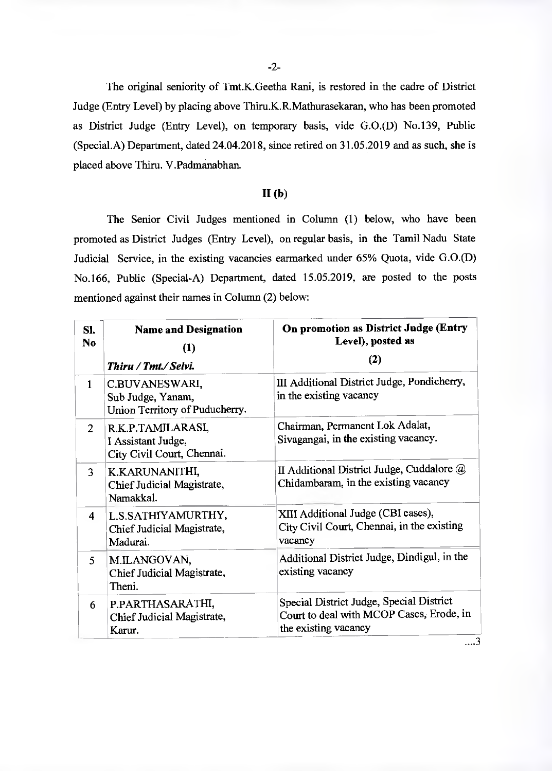The original seniority of Tmt.K.Geetha Rani, is restored in the cadre of District Judge (Entry Level) by placing above Thiru.K.R.Mathurasekaran, who has been promoted as District Judge (Entry Level), on temporary basis, vide G.O.(D) No.139, Public (Special.A) Department, dated 24.04.2018, since retired on 31.05.2019 and as such, she is placed above Thiru. V.Padmanabhan.

## II (b)

The Senior Civil Judges mentioned in Column (1) below, who have been promoted as District Judges (Entry Level), on regular basis, in the Tamil Nadu State Judicial Service, in the existing vacancies earmarked under 65% Quota, vide G.O.(D) No.166, Public (Special-A) Department, dated 15.05.2019, are posted to the posts mentioned against their names in Column (2) below:

| Sl. No | Name and Designation (1) *Thiru / Tmt./ Selvi.* | On promotion as District Judge (Entry Level), posted as (2) |
|---|---|---|
| 1 | C.BUVANESWARI, Sub Judge, Yanam, Union Territory of Puducherry. | III Additional District Judge, Pondicherry, in the existing vacancy |
| 2 | R.K.P.TAMILARASI, I Assistant Judge, City Civil Court, Chennai. | Chairman, Permanent Lok Adalat, Sivagangai, in the existing vacancy. |
| 3 | K.KARUNANITHI, Chief Judicial Magistrate, Namakkal. | II Additional District Judge, Cuddalore @ Chidambaram, in the existing vacancy |
| 4 | L.S.SATHIYAMURTHY, Chief Judicial Magistrate, Madurai. | XIII Additional Judge (CBI cases), City Civil Court, Chennai, in the existing vacancy |
| 5 | M.ILANGOVAN, Chief Judicial Magistrate, Theni. | Additional District Judge, Dindigul, in the existing vacancy |
| 6 | P.PARTHASARATHI, Chief Judicial Magistrate, Karur. | Special District Judge, Special District Court to deal with MCOP Cases, Erode, in the existing vacancy |

....3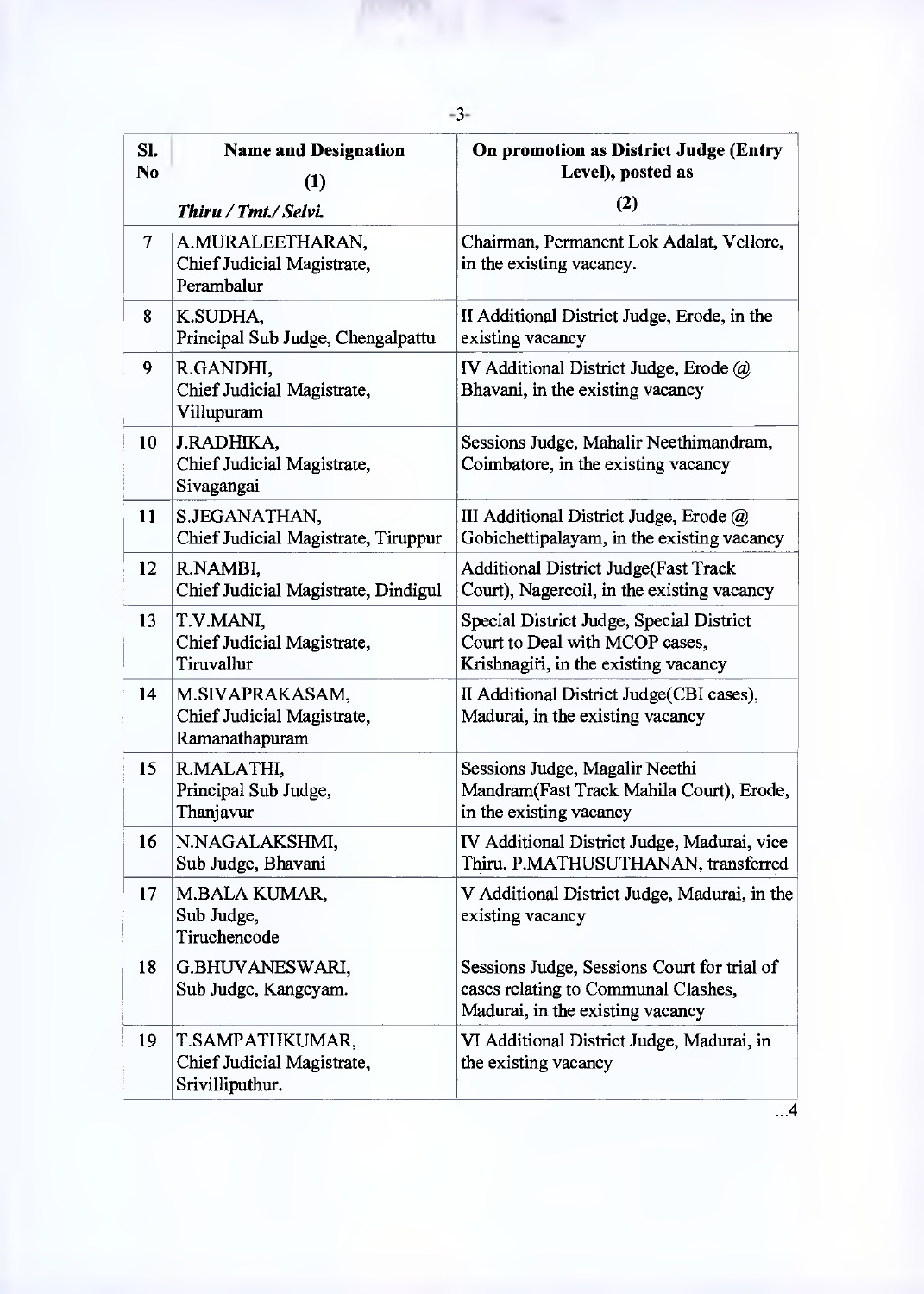| Sl. No | Name and Designation (1) *Thiru / Tmt./ Selvi.* | On promotion as District Judge (Entry Level), posted as (2) |
|---|---|---|
| 7 | A.MURALEETHARAN, Chief Judicial Magistrate, Perambalur | Chairman, Permanent Lok Adalat, Vellore, in the existing vacancy. |
| 8 | K.SUDHA, Principal Sub Judge, Chengalpattu | II Additional District Judge, Erode, in the existing vacancy |
| 9 | R.GANDHI, Chief Judicial Magistrate, Villupuram | IV Additional District Judge, Erode @ Bhavani, in the existing vacancy |
| 10 | J.RADHIKA, Chief Judicial Magistrate, Sivagangai | Sessions Judge, Mahalir Neethimandram, Coimbatore, in the existing vacancy |
| 11 | S.JEGANATHAN, Chief Judicial Magistrate, Tiruppur | III Additional District Judge, Erode @ Gobichettipalayam, in the existing vacancy |
| 12 | R.NAMBI, Chief Judicial Magistrate, Dindigul | Additional District Judge(Fast Track Court), Nagercoil, in the existing vacancy |
| 13 | T.V.MANI, Chief Judicial Magistrate, Tiruvallur | Special District Judge, Special District Court to Deal with MCOP cases, Krishnagiri, in the existing vacancy |
| 14 | M.SIVAPRAKASAM, Chief Judicial Magistrate, Ramanathapuram | II Additional District Judge(CBI cases), Madurai, in the existing vacancy |
| 15 | R.MALATHI, Principal Sub Judge, Thanjavur | Sessions Judge, Magalir Neethi Mandram(Fast Track Mahila Court), Erode, in the existing vacancy |
| 16 | N.NAGALAKSHMI, Sub Judge, Bhavani | IV Additional District Judge, Madurai, vice Thiru. P.MATHUSUTHANAN, transferred |
| 17 | M.BALA KUMAR, Sub Judge, Tiruchencode | V Additional District Judge, Madurai, in the existing vacancy |
| 18 | G.BHUVANESWARI, Sub Judge, Kangeyam. | Sessions Judge, Sessions Court for trial of cases relating to Communal Clashes, Madurai, in the existing vacancy |
| 19 | T.SAMPATHKUMAR, Chief Judicial Magistrate, Srivilliputhur. | VI Additional District Judge, Madurai, in the existing vacancy |

...4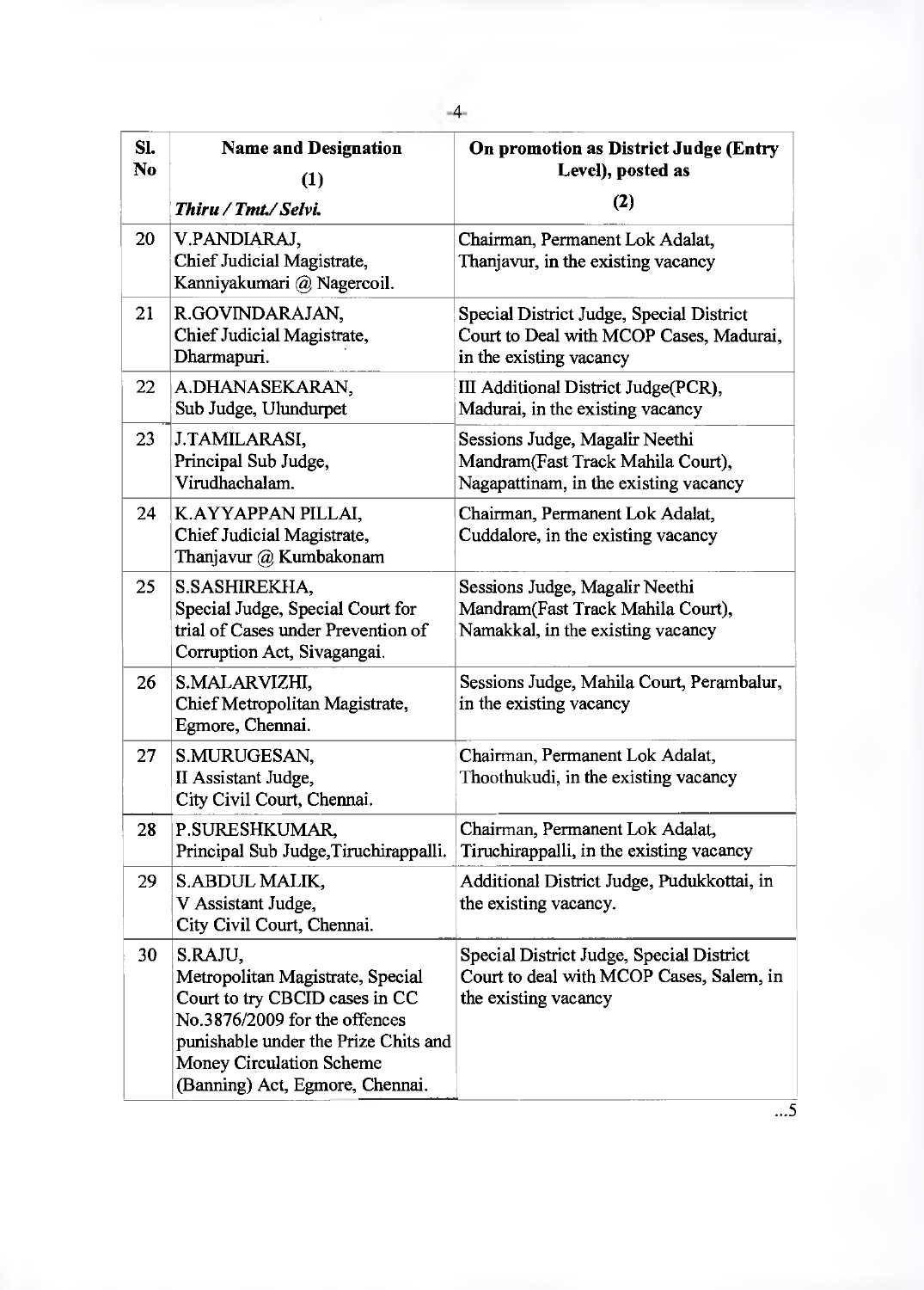| Sl. No | Name and Designation (1) *Thiru / Tmt./ Selvi.* | On promotion as District Judge (Entry Level), posted as (2) |
|---|---|---|
| 20 | V.PANDIARAJ, Chief Judicial Magistrate, Kanniyakumari @ Nagercoil. | Chairman, Permanent Lok Adalat, Thanjavur, in the existing vacancy |
| 21 | R.GOVINDARAJAN, Chief Judicial Magistrate, Dharmapuri. | Special District Judge, Special District Court to Deal with MCOP Cases, Madurai, in the existing vacancy |
| 22 | A.DHANASEKARAN, Sub Judge, Ulundurpet | III Additional District Judge(PCR), Madurai, in the existing vacancy |
| 23 | J.TAMILARASI, Principal Sub Judge, Virudhachalam. | Sessions Judge, Magalir Neethi Mandram(Fast Track Mahila Court), Nagapattinam, in the existing vacancy |
| 24 | K.AYYAPPAN PILLAI, Chief Judicial Magistrate, Thanjavur @ Kumbakonam | Chairman, Permanent Lok Adalat, Cuddalore, in the existing vacancy |
| 25 | S.SASHIREKHA, Special Judge, Special Court for trial of Cases under Prevention of Corruption Act, Sivagangai. | Sessions Judge, Magalir Neethi Mandram(Fast Track Mahila Court), Namakkal, in the existing vacancy |
| 26 | S.MALARVIZHI, Chief Metropolitan Magistrate, Egmore, Chennai. | Sessions Judge, Mahila Court, Perambalur, in the existing vacancy |
| 27 | S.MURUGESAN, II Assistant Judge, City Civil Court, Chennai. | Chairman, Permanent Lok Adalat, Thoothukudi, in the existing vacancy |
| 28 | P.SURESHKUMAR, Principal Sub Judge,Tiruchirappalli. | Chairman, Permanent Lok Adalat, Tiruchirappalli, in the existing vacancy |
| 29 | S.ABDUL MALIK, V Assistant Judge, City Civil Court, Chennai. | Additional District Judge, Pudukkottai, in the existing vacancy. |
| 30 | S.RAJU, Metropolitan Magistrate, Special Court to try CBCID cases in CC No.3876/2009 for the offences punishable under the Prize Chits and Money Circulation Scheme (Banning) Act, Egmore, Chennai. | Special District Judge, Special District Court to deal with MCOP Cases, Salem, in the existing vacancy |

...5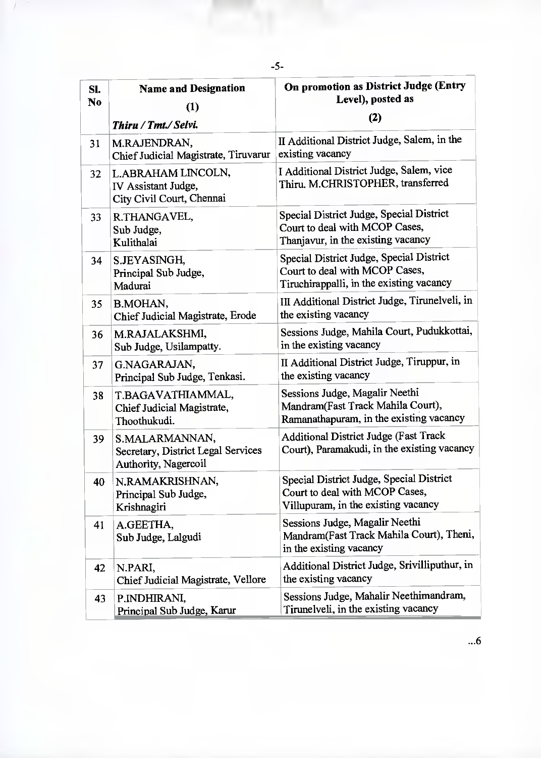| Sl. No | Name and Designation (1) *Thiru / Tmt./ Selvi.* | On promotion as District Judge (Entry Level), posted as (2) |
|---|---|---|
| 31 | M.RAJENDRAN, Chief Judicial Magistrate, Tiruvarur | II Additional District Judge, Salem, in the existing vacancy |
| 32 | L.ABRAHAM LINCOLN, IV Assistant Judge, City Civil Court, Chennai | I Additional District Judge, Salem, vice Thiru. M.CHRISTOPHER, transferred |
| 33 | R.THANGAVEL, Sub Judge, Kulithalai | Special District Judge, Special District Court to deal with MCOP Cases, Thanjavur, in the existing vacancy |
| 34 | S.JEYASINGH, Principal Sub Judge, Madurai | Special District Judge, Special District Court to deal with MCOP Cases, Tiruchirappalli, in the existing vacancy |
| 35 | B.MOHAN, Chief Judicial Magistrate, Erode | III Additional District Judge, Tirunelveli, in the existing vacancy |
| 36 | M.RAJALAKSHMI, Sub Judge, Usilampatty. | Sessions Judge, Mahila Court, Pudukkottai, in the existing vacancy |
| 37 | G.NAGARAJAN, Principal Sub Judge, Tenkasi. | II Additional District Judge, Tiruppur, in the existing vacancy |
| 38 | T.BAGAVATHIAMMAL, Chief Judicial Magistrate, Thoothukudi. | Sessions Judge, Magalir Neethi Mandram(Fast Track Mahila Court), Ramanathapuram, in the existing vacancy |
| 39 | S.MALARMANNAN, Secretary, District Legal Services Authority, Nagercoil | Additional District Judge (Fast Track Court), Paramakudi, in the existing vacancy |
| 40 | N.RAMAKRISHNAN, Principal Sub Judge, Krishnagiri | Special District Judge, Special District Court to deal with MCOP Cases, Villupuram, in the existing vacancy |
| 41 | A.GEETHA, Sub Judge, Lalgudi | Sessions Judge, Magalir Neethi Mandram(Fast Track Mahila Court), Theni, in the existing vacancy |
| 42 | N.PARI, Chief Judicial Magistrate, Vellore | Additional District Judge, Srivilliputhur, in the existing vacancy |
| 43 | P.INDHIRANI, Principal Sub Judge, Karur | Sessions Judge, Mahalir Neethimandram, Tirunelveli, in the existing vacancy |

...6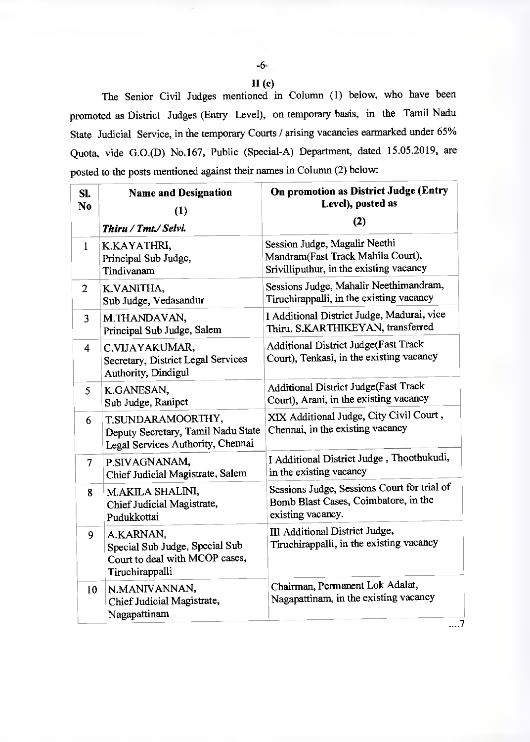## II (c)

The Senior Civil Judges mentioned in Column (1) below, who have been promoted as District Judges (Entry Level), on temporary basis, in the Tamil Nadu State Judicial Service, in the temporary Courts / arising vacancies earmarked under 65% Quota, vide G.O.(D) No.167, Public (Special-A) Department, dated 15.05.2019, are posted to the posts mentioned against their names in Column (2) below:

| Sl. No | Name and Designation (1) *Thiru / Tmt./ Selvi.* | On promotion as District Judge (Entry Level), posted as (2) |
|---|---|---|
| 1 | K.KAYATHRI, Principal Sub Judge, Tindivanam | Session Judge, Magalir Neethi Mandram(Fast Track Mahila Court), Srivilliputhur, in the existing vacancy |
| 2 | K.VANITHA, Sub Judge, Vedasandur | Sessions Judge, Mahalir Neethimandram, Tiruchirappalli, in the existing vacancy |
| 3 | M.THANDAVAN, Principal Sub Judge, Salem | I Additional District Judge, Madurai, vice Thiru. S.KARTHIKEYAN, transferred |
| 4 | C.VIJAYAKUMAR, Secretary, District Legal Services Authority, Dindigul | Additional District Judge(Fast Track Court), Tenkasi, in the existing vacancy |
| 5 | K.GANESAN, Sub Judge, Ranipet | Additional District Judge(Fast Track Court), Arani, in the existing vacancy |
| 6 | T.SUNDARAMOORTHY, Deputy Secretary, Tamil Nadu State Legal Services Authority, Chennai | XIX Additional Judge, City Civil Court, Chennai, in the existing vacancy |
| 7 | P.SIVAGNANAM, Chief Judicial Magistrate, Salem | I Additional District Judge, Thoothukudi, in the existing vacancy |
| 8 | M.AKILA SHALINI, Chief Judicial Magistrate, Pudukkottai | Sessions Judge, Sessions Court for trial of Bomb Blast Cases, Coimbatore, in the existing vacancy. |
| 9 | A.KARNAN, Special Sub Judge, Special Sub Court to deal with MCOP cases, Tiruchirappalli | III Additional District Judge, Tiruchirappalli, in the existing vacancy |
| 10 | N.MANIVANNAN, Chief Judicial Magistrate, Nagapattinam | Chairman, Permanent Lok Adalat, Nagapattinam, in the existing vacancy |

....7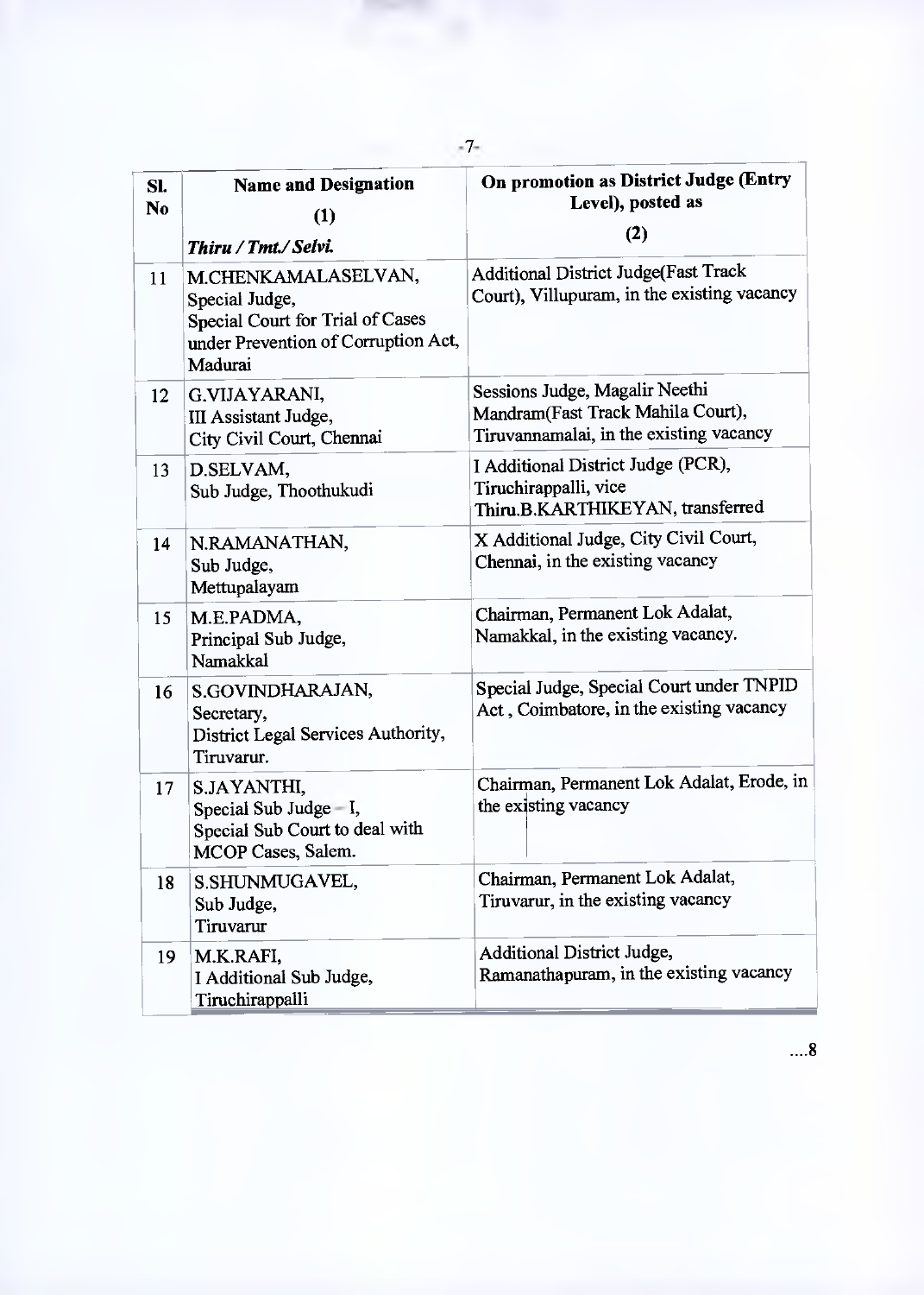| Sl. No | Name and Designation (1) *Thiru / Tmt./ Selvi.* | On promotion as District Judge (Entry Level), posted as (2) |
|---|---|---|
| 11 | M.CHENKAMALASELVAN, Special Judge, Special Court for Trial of Cases under Prevention of Corruption Act, Madurai | Additional District Judge(Fast Track Court), Villupuram, in the existing vacancy |
| 12 | G.VIJAYARANI, III Assistant Judge, City Civil Court, Chennai | Sessions Judge, Magalir Neethi Mandram(Fast Track Mahila Court), Tiruvannamalai, in the existing vacancy |
| 13 | D.SELVAM, Sub Judge, Thoothukudi | I Additional District Judge (PCR), Tiruchirappalli, vice Thiru.B.KARTHIKEYAN, transferred |
| 14 | N.RAMANATHAN, Sub Judge, Mettupalayam | X Additional Judge, City Civil Court, Chennai, in the existing vacancy |
| 15 | M.E.PADMA, Principal Sub Judge, Namakkal | Chairman, Permanent Lok Adalat, Namakkal, in the existing vacancy. |
| 16 | S.GOVINDHARAJAN, Secretary, District Legal Services Authority, Tiruvarur. | Special Judge, Special Court under TNPID Act , Coimbatore, in the existing vacancy |
| 17 | S.JAYANTHI, Special Sub Judge – I, Special Sub Court to deal with MCOP Cases, Salem. | Chairman, Permanent Lok Adalat, Erode, in the existing vacancy |
| 18 | S.SHUNMUGAVEL, Sub Judge, Tiruvarur | Chairman, Permanent Lok Adalat, Tiruvarur, in the existing vacancy |
| 19 | M.K.RAFI, I Additional Sub Judge, Tiruchirappalli | Additional District Judge, Ramanathapuram, in the existing vacancy |

....8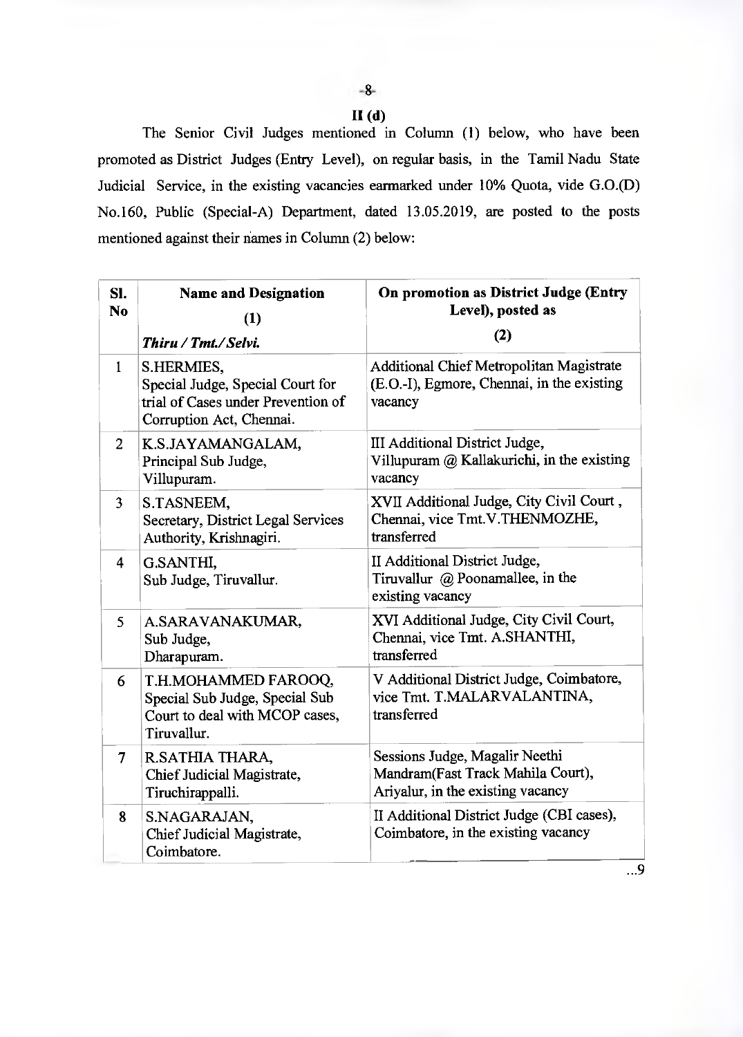## II (d)

The Senior Civil Judges mentioned in Column (1) below, who have been promoted as District Judges (Entry Level), on regular basis, in the Tamil Nadu State Judicial Service, in the existing vacancies earmarked under 10% Quota, vide G.O.(D) No.160, Public (Special-A) Department, dated 13.05.2019, are posted to the posts mentioned against their names in Column (2) below:

| Sl. No | Name and Designation (1) *Thiru / Tmt./ Selvi.* | On promotion as District Judge (Entry Level), posted as (2) |
|---|---|---|
| 1 | S.HERMIES, Special Judge, Special Court for trial of Cases under Prevention of Corruption Act, Chennai. | Additional Chief Metropolitan Magistrate (E.O.-I), Egmore, Chennai, in the existing vacancy |
| 2 | K.S.JAYAMANGALAM, Principal Sub Judge, Villupuram. | III Additional District Judge, Villupuram @ Kallakurichi, in the existing vacancy |
| 3 | S.TASNEEM, Secretary, District Legal Services Authority, Krishnagiri. | XVII Additional Judge, City Civil Court , Chennai, vice Tmt.V.THENMOZHE, transferred |
| 4 | G.SANTHI, Sub Judge, Tiruvallur. | II Additional District Judge, Tiruvallur @ Poonamallee, in the existing vacancy |
| 5 | A.SARAVANAKUMAR, Sub Judge, Dharapuram. | XVI Additional Judge, City Civil Court, Chennai, vice Tmt. A.SHANTHI, transferred |
| 6 | T.H.MOHAMMED FAROOQ, Special Sub Judge, Special Sub Court to deal with MCOP cases, Tiruvallur. | V Additional District Judge, Coimbatore, vice Tmt. T.MALARVALANTINA, transferred |
| 7 | R.SATHIA THARA, Chief Judicial Magistrate, Tiruchirappalli. | Sessions Judge, Magalir Neethi Mandram(Fast Track Mahila Court), Ariyalur, in the existing vacancy |
| 8 | S.NAGARAJAN, Chief Judicial Magistrate, Coimbatore. | II Additional District Judge (CBI cases), Coimbatore, in the existing vacancy |

...9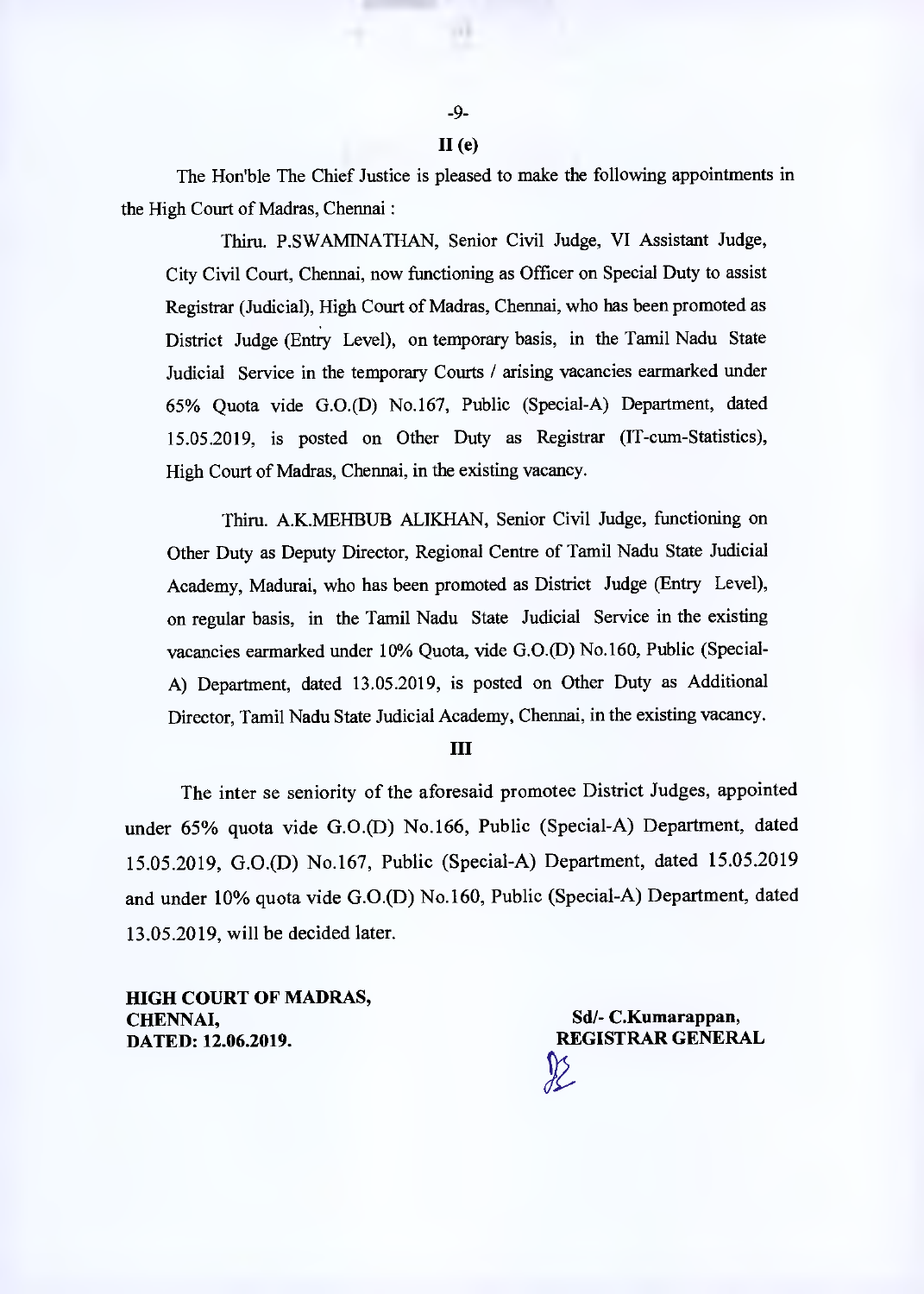## II (e)

The Hon'ble The Chief Justice is pleased to make the following appointments in the High Court of Madras, Chennai :

Thiru. P.SWAMINATHAN, Senior Civil Judge, VI Assistant Judge, City Civil Court, Chennai, now functioning as Officer on Special Duty to assist Registrar (Judicial), High Court of Madras, Chennai, who has been promoted as District Judge (Entry Level), on temporary basis, in the Tamil Nadu State Judicial Service in the temporary Courts / arising vacancies earmarked under 65% Quota vide G.O.(D) No.167, Public (Special-A) Department, dated 15.05.2019, is posted on Other Duty as Registrar (IT-cum-Statistics), High Court of Madras, Chennai, in the existing vacancy.

Thiru. A.K.MEHBUB ALIKHAN, Senior Civil Judge, functioning on Other Duty as Deputy Director, Regional Centre of Tamil Nadu State Judicial Academy, Madurai, who has been promoted as District Judge (Entry Level), on regular basis, in the Tamil Nadu State Judicial Service in the existing vacancies earmarked under 10% Quota, vide G.O.(D) No.160, Public (Special-A) Department, dated 13.05.2019, is posted on Other Duty as Additional Director, Tamil Nadu State Judicial Academy, Chennai, in the existing vacancy.

## III

The inter se seniority of the aforesaid promotee District Judges, appointed under 65% quota vide G.O.(D) No.166, Public (Special-A) Department, dated 15.05.2019, G.O.(D) No.167, Public (Special-A) Department, dated 15.05.2019 and under 10% quota vide G.O.(D) No.160, Public (Special-A) Department, dated 13.05.2019, will be decided later.

**HIGH COURT OF MADRAS,**
**CHENNAI,**
**DATED: 12.06.2019.**

**Sd/- C.Kumarappan,**
**REGISTRAR GENERAL**